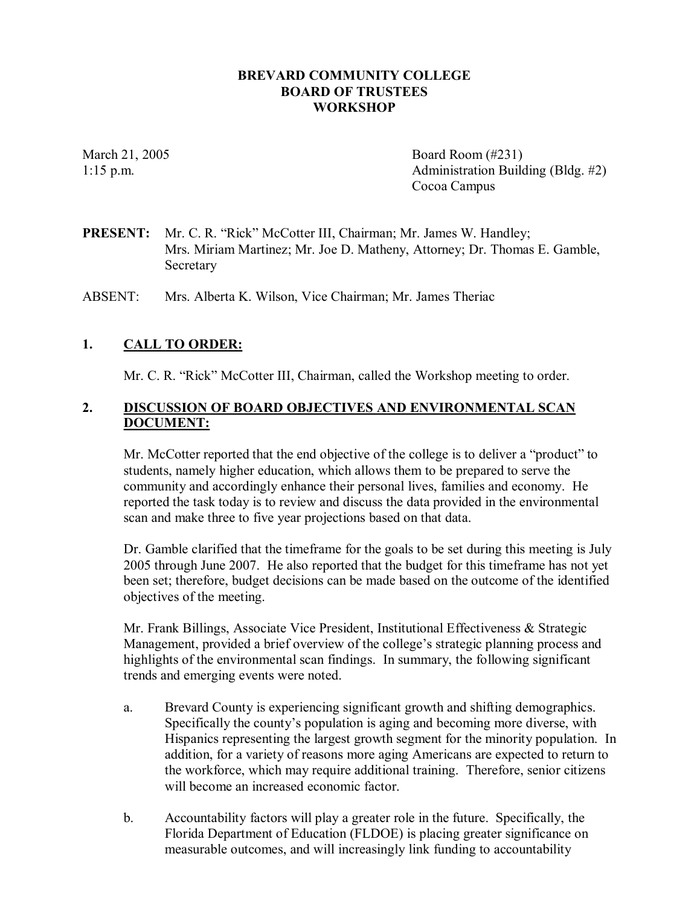# BREVARD COMMUNITY COLLEGE
# BOARD OF TRUSTEES
# WORKSHOP

March 21, 2005
1:15 p.m.

Board Room (#231)
Administration Building (Bldg. #2)
Cocoa Campus

**PRESENT:** Mr. C. R. "Rick" McCotter III, Chairman; Mr. James W. Handley; Mrs. Miriam Martinez; Mr. Joe D. Matheny, Attorney; Dr. Thomas E. Gamble, Secretary

ABSENT: Mrs. Alberta K. Wilson, Vice Chairman; Mr. James Theriac

## 1. CALL TO ORDER:

Mr. C. R. "Rick" McCotter III, Chairman, called the Workshop meeting to order.

## 2. DISCUSSION OF BOARD OBJECTIVES AND ENVIRONMENTAL SCAN DOCUMENT:

Mr. McCotter reported that the end objective of the college is to deliver a "product" to students, namely higher education, which allows them to be prepared to serve the community and accordingly enhance their personal lives, families and economy. He reported the task today is to review and discuss the data provided in the environmental scan and make three to five year projections based on that data.

Dr. Gamble clarified that the timeframe for the goals to be set during this meeting is July 2005 through June 2007. He also reported that the budget for this timeframe has not yet been set; therefore, budget decisions can be made based on the outcome of the identified objectives of the meeting.

Mr. Frank Billings, Associate Vice President, Institutional Effectiveness & Strategic Management, provided a brief overview of the college's strategic planning process and highlights of the environmental scan findings. In summary, the following significant trends and emerging events were noted.

a. Brevard County is experiencing significant growth and shifting demographics. Specifically the county's population is aging and becoming more diverse, with Hispanics representing the largest growth segment for the minority population. In addition, for a variety of reasons more aging Americans are expected to return to the workforce, which may require additional training. Therefore, senior citizens will become an increased economic factor.

b. Accountability factors will play a greater role in the future. Specifically, the Florida Department of Education (FLDOE) is placing greater significance on measurable outcomes, and will increasingly link funding to accountability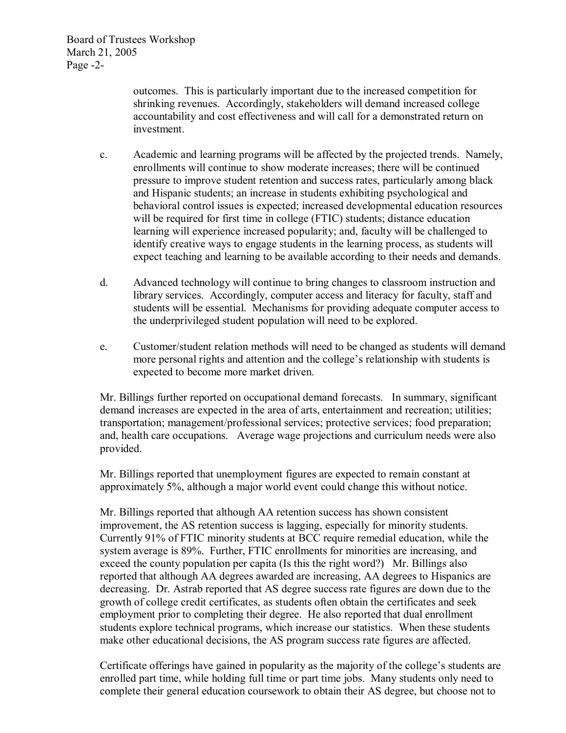outcomes. This is particularly important due to the increased competition for shrinking revenues. Accordingly, stakeholders will demand increased college accountability and cost effectiveness and will call for a demonstrated return on investment.

c. Academic and learning programs will be affected by the projected trends. Namely, enrollments will continue to show moderate increases; there will be continued pressure to improve student retention and success rates, particularly among black and Hispanic students; an increase in students exhibiting psychological and behavioral control issues is expected; increased developmental education resources will be required for first time in college (FTIC) students; distance education learning will experience increased popularity; and, faculty will be challenged to identify creative ways to engage students in the learning process, as students will expect teaching and learning to be available according to their needs and demands.

d. Advanced technology will continue to bring changes to classroom instruction and library services. Accordingly, computer access and literacy for faculty, staff and students will be essential. Mechanisms for providing adequate computer access to the underprivileged student population will need to be explored.

e. Customer/student relation methods will need to be changed as students will demand more personal rights and attention and the college's relationship with students is expected to become more market driven.

Mr. Billings further reported on occupational demand forecasts. In summary, significant demand increases are expected in the area of arts, entertainment and recreation; utilities; transportation; management/professional services; protective services; food preparation; and, health care occupations. Average wage projections and curriculum needs were also provided.

Mr. Billings reported that unemployment figures are expected to remain constant at approximately 5%, although a major world event could change this without notice.

Mr. Billings reported that although AA retention success has shown consistent improvement, the AS retention success is lagging, especially for minority students. Currently 91% of FTIC minority students at BCC require remedial education, while the system average is 89%. Further, FTIC enrollments for minorities are increasing, and exceed the county population per capita (Is this the right word?) Mr. Billings also reported that although AA degrees awarded are increasing, AA degrees to Hispanics are decreasing. Dr. Astrab reported that AS degree success rate figures are down due to the growth of college credit certificates, as students often obtain the certificates and seek employment prior to completing their degree. He also reported that dual enrollment students explore technical programs, which increase our statistics. When these students make other educational decisions, the AS program success rate figures are affected.

Certificate offerings have gained in popularity as the majority of the college's students are enrolled part time, while holding full time or part time jobs. Many students only need to complete their general education coursework to obtain their AS degree, but choose not to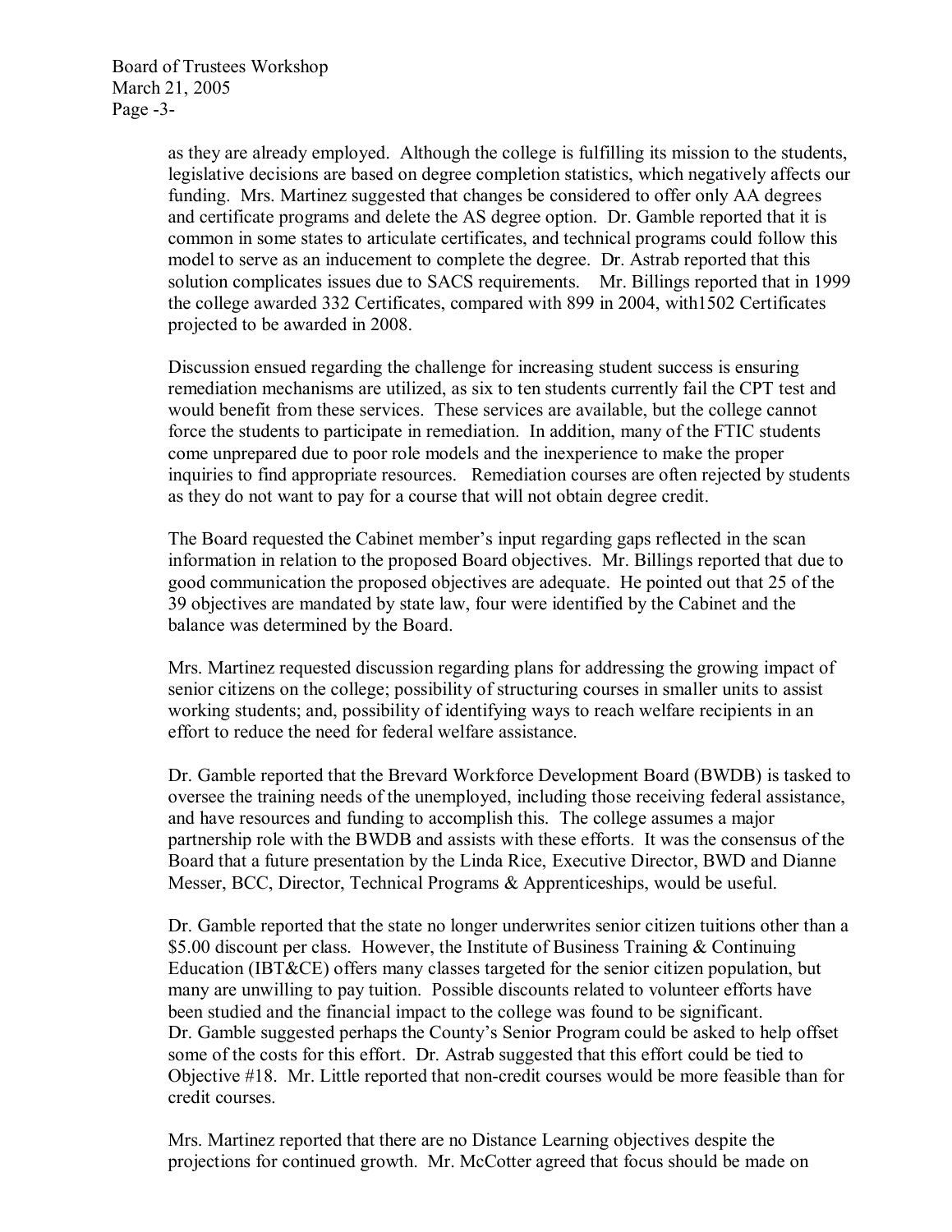as they are already employed. Although the college is fulfilling its mission to the students, legislative decisions are based on degree completion statistics, which negatively affects our funding. Mrs. Martinez suggested that changes be considered to offer only AA degrees and certificate programs and delete the AS degree option. Dr. Gamble reported that it is common in some states to articulate certificates, and technical programs could follow this model to serve as an inducement to complete the degree. Dr. Astrab reported that this solution complicates issues due to SACS requirements. Mr. Billings reported that in 1999 the college awarded 332 Certificates, compared with 899 in 2004, with1502 Certificates projected to be awarded in 2008.

Discussion ensued regarding the challenge for increasing student success is ensuring remediation mechanisms are utilized, as six to ten students currently fail the CPT test and would benefit from these services. These services are available, but the college cannot force the students to participate in remediation. In addition, many of the FTIC students come unprepared due to poor role models and the inexperience to make the proper inquiries to find appropriate resources. Remediation courses are often rejected by students as they do not want to pay for a course that will not obtain degree credit.

The Board requested the Cabinet member's input regarding gaps reflected in the scan information in relation to the proposed Board objectives. Mr. Billings reported that due to good communication the proposed objectives are adequate. He pointed out that 25 of the 39 objectives are mandated by state law, four were identified by the Cabinet and the balance was determined by the Board.

Mrs. Martinez requested discussion regarding plans for addressing the growing impact of senior citizens on the college; possibility of structuring courses in smaller units to assist working students; and, possibility of identifying ways to reach welfare recipients in an effort to reduce the need for federal welfare assistance.

Dr. Gamble reported that the Brevard Workforce Development Board (BWDB) is tasked to oversee the training needs of the unemployed, including those receiving federal assistance, and have resources and funding to accomplish this. The college assumes a major partnership role with the BWDB and assists with these efforts. It was the consensus of the Board that a future presentation by the Linda Rice, Executive Director, BWD and Dianne Messer, BCC, Director, Technical Programs & Apprenticeships, would be useful.

Dr. Gamble reported that the state no longer underwrites senior citizen tuitions other than a \$5.00 discount per class. However, the Institute of Business Training & Continuing Education (IBT&CE) offers many classes targeted for the senior citizen population, but many are unwilling to pay tuition. Possible discounts related to volunteer efforts have been studied and the financial impact to the college was found to be significant. Dr. Gamble suggested perhaps the County's Senior Program could be asked to help offset some of the costs for this effort. Dr. Astrab suggested that this effort could be tied to Objective #18. Mr. Little reported that non-credit courses would be more feasible than for credit courses.

Mrs. Martinez reported that there are no Distance Learning objectives despite the projections for continued growth. Mr. McCotter agreed that focus should be made on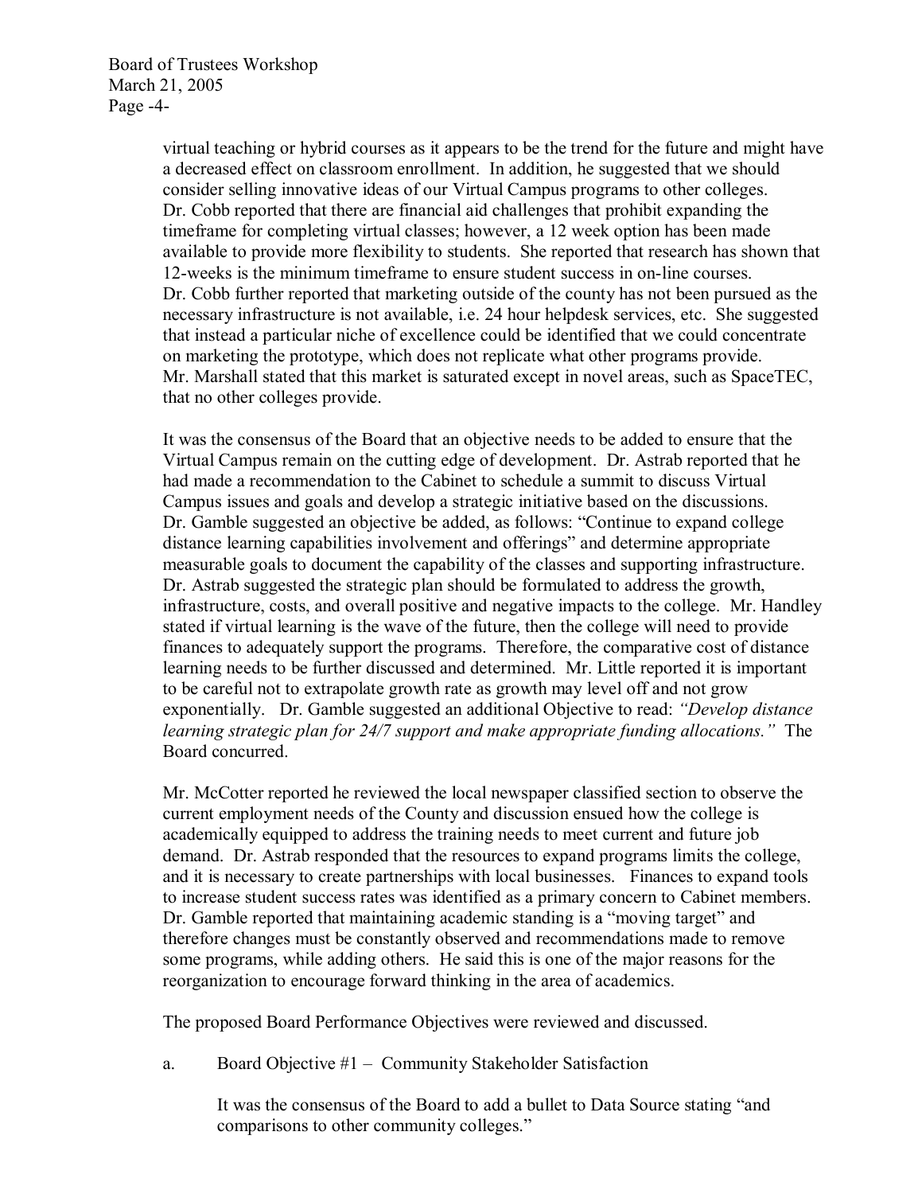virtual teaching or hybrid courses as it appears to be the trend for the future and might have a decreased effect on classroom enrollment. In addition, he suggested that we should consider selling innovative ideas of our Virtual Campus programs to other colleges. Dr. Cobb reported that there are financial aid challenges that prohibit expanding the timeframe for completing virtual classes; however, a 12 week option has been made available to provide more flexibility to students. She reported that research has shown that 12-weeks is the minimum timeframe to ensure student success in on-line courses. Dr. Cobb further reported that marketing outside of the county has not been pursued as the necessary infrastructure is not available, i.e. 24 hour helpdesk services, etc. She suggested that instead a particular niche of excellence could be identified that we could concentrate on marketing the prototype, which does not replicate what other programs provide. Mr. Marshall stated that this market is saturated except in novel areas, such as SpaceTEC, that no other colleges provide.

It was the consensus of the Board that an objective needs to be added to ensure that the Virtual Campus remain on the cutting edge of development. Dr. Astrab reported that he had made a recommendation to the Cabinet to schedule a summit to discuss Virtual Campus issues and goals and develop a strategic initiative based on the discussions. Dr. Gamble suggested an objective be added, as follows: "Continue to expand college distance learning capabilities involvement and offerings" and determine appropriate measurable goals to document the capability of the classes and supporting infrastructure. Dr. Astrab suggested the strategic plan should be formulated to address the growth, infrastructure, costs, and overall positive and negative impacts to the college. Mr. Handley stated if virtual learning is the wave of the future, then the college will need to provide finances to adequately support the programs. Therefore, the comparative cost of distance learning needs to be further discussed and determined. Mr. Little reported it is important to be careful not to extrapolate growth rate as growth may level off and not grow exponentially. Dr. Gamble suggested an additional Objective to read: *"Develop distance learning strategic plan for 24/7 support and make appropriate funding allocations."* The Board concurred.

Mr. McCotter reported he reviewed the local newspaper classified section to observe the current employment needs of the County and discussion ensued how the college is academically equipped to address the training needs to meet current and future job demand. Dr. Astrab responded that the resources to expand programs limits the college, and it is necessary to create partnerships with local businesses. Finances to expand tools to increase student success rates was identified as a primary concern to Cabinet members. Dr. Gamble reported that maintaining academic standing is a "moving target" and therefore changes must be constantly observed and recommendations made to remove some programs, while adding others. He said this is one of the major reasons for the reorganization to encourage forward thinking in the area of academics.

The proposed Board Performance Objectives were reviewed and discussed.

a. Board Objective #1 – Community Stakeholder Satisfaction

It was the consensus of the Board to add a bullet to Data Source stating "and comparisons to other community colleges."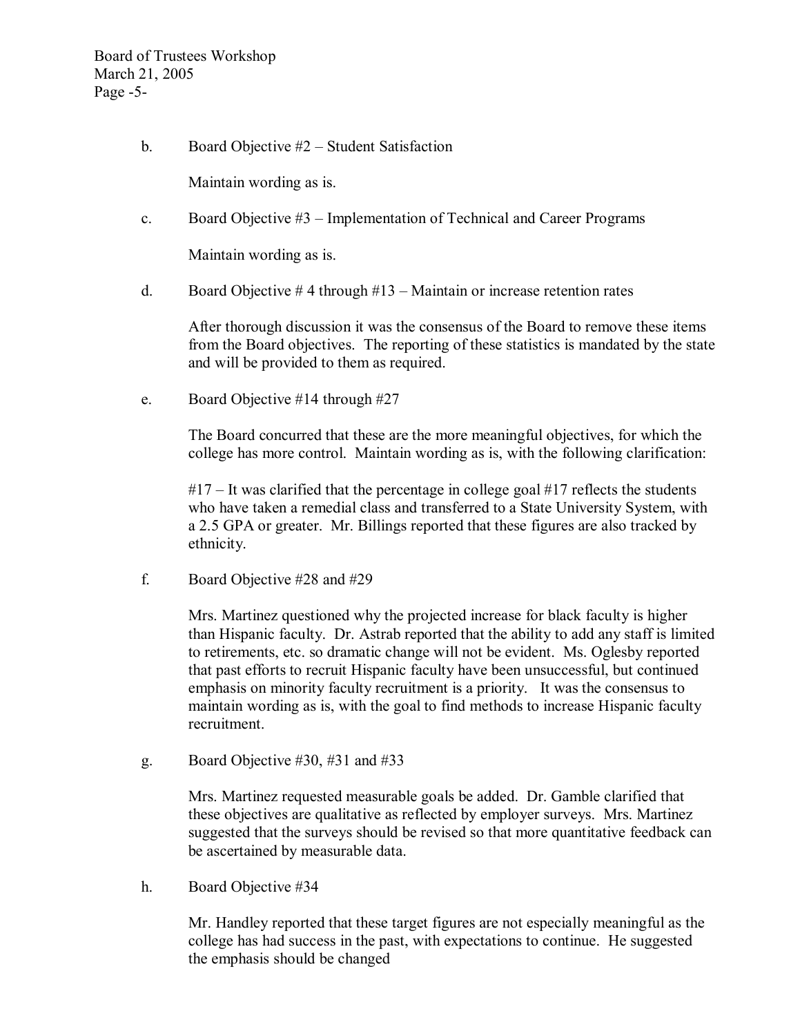b. Board Objective #2 – Student Satisfaction

Maintain wording as is.

c. Board Objective #3 – Implementation of Technical and Career Programs

Maintain wording as is.

d. Board Objective # 4 through #13 – Maintain or increase retention rates

After thorough discussion it was the consensus of the Board to remove these items from the Board objectives. The reporting of these statistics is mandated by the state and will be provided to them as required.

e. Board Objective #14 through #27

The Board concurred that these are the more meaningful objectives, for which the college has more control. Maintain wording as is, with the following clarification:

#17 – It was clarified that the percentage in college goal #17 reflects the students who have taken a remedial class and transferred to a State University System, with a 2.5 GPA or greater. Mr. Billings reported that these figures are also tracked by ethnicity.

f. Board Objective #28 and #29

Mrs. Martinez questioned why the projected increase for black faculty is higher than Hispanic faculty. Dr. Astrab reported that the ability to add any staff is limited to retirements, etc. so dramatic change will not be evident. Ms. Oglesby reported that past efforts to recruit Hispanic faculty have been unsuccessful, but continued emphasis on minority faculty recruitment is a priority. It was the consensus to maintain wording as is, with the goal to find methods to increase Hispanic faculty recruitment.

g. Board Objective #30, #31 and #33

Mrs. Martinez requested measurable goals be added. Dr. Gamble clarified that these objectives are qualitative as reflected by employer surveys. Mrs. Martinez suggested that the surveys should be revised so that more quantitative feedback can be ascertained by measurable data.

h. Board Objective #34

Mr. Handley reported that these target figures are not especially meaningful as the college has had success in the past, with expectations to continue. He suggested the emphasis should be changed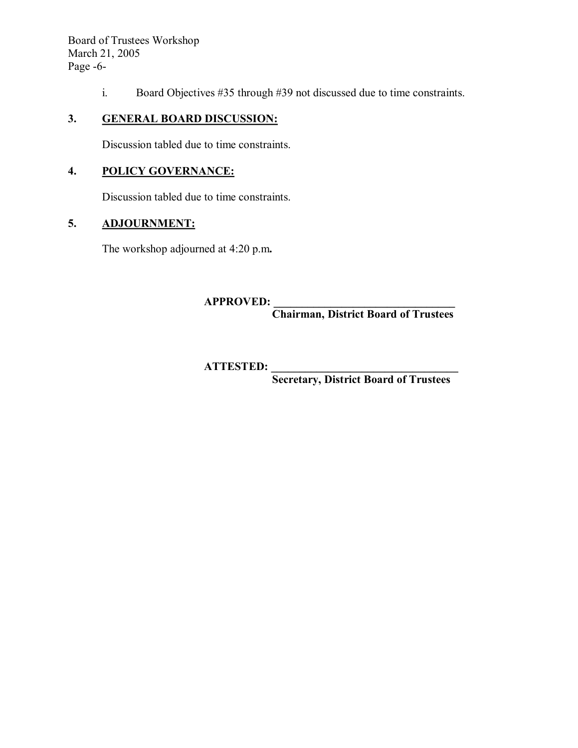i. Board Objectives #35 through #39 not discussed due to time constraints.

## 3. GENERAL BOARD DISCUSSION:

Discussion tabled due to time constraints.

## 4. POLICY GOVERNANCE:

Discussion tabled due to time constraints.

## 5. ADJOURNMENT:

The workshop adjourned at 4:20 p.m**.**

**APPROVED:** ________________________________
**Chairman, District Board of Trustees**

**ATTESTED:** ________________________________
**Secretary, District Board of Trustees**